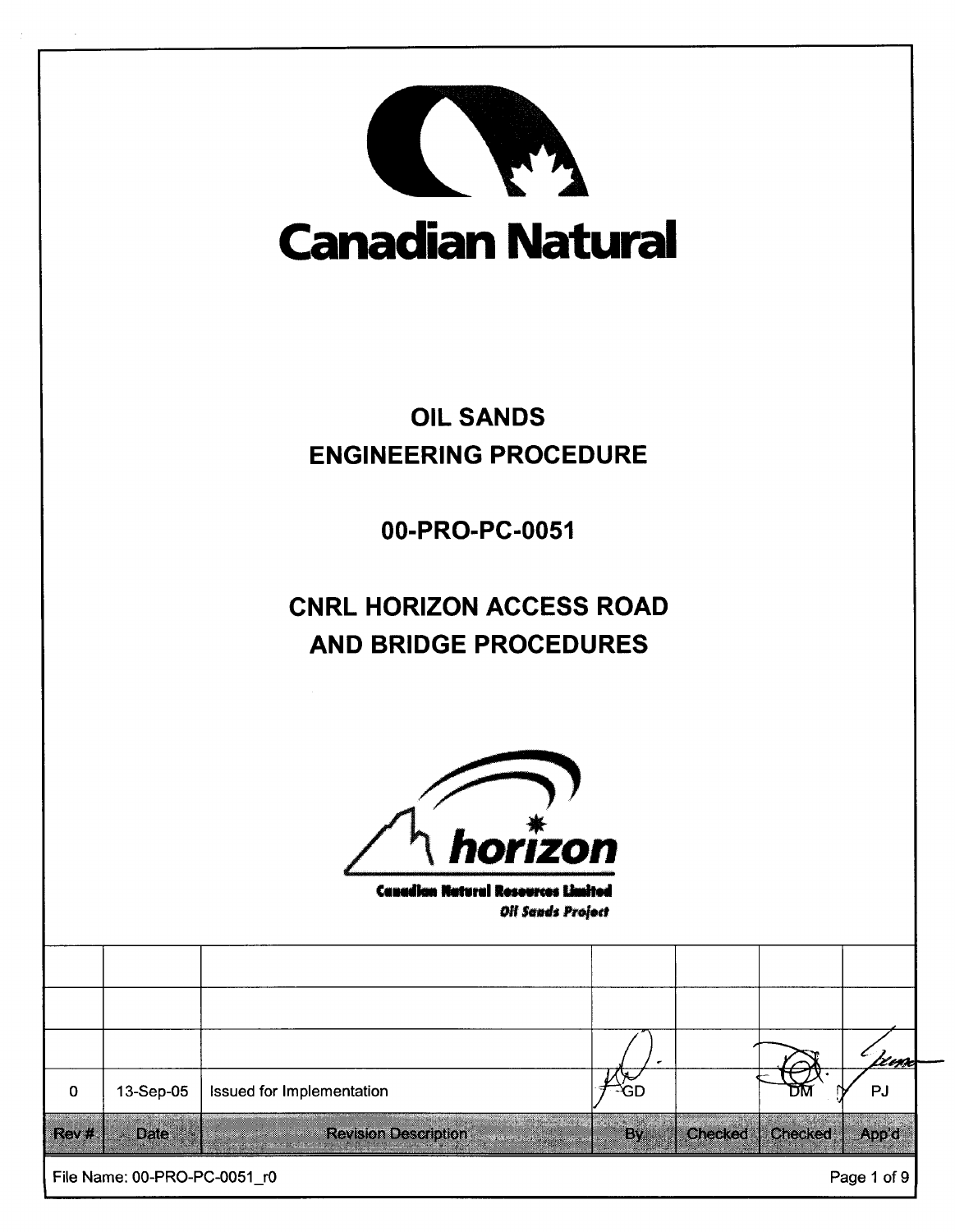Canadian Natural

# OIL SANDS ENGINEERING PROCEDURE

## 00-PRO-PC-0051

## CNRL HORIZON ACCESS ROAD AND BRIDGE PROCEDURES

horizon

Canadian Natural Resources Limited
*Oil Sands Project*

| Rev # | Date | Revision Description | By | Checked | Checked | App'd |
|---|---|---|---|---|---|---|
| | | | | | | |
| | | | | | | |
| | | | | | | |
| 0 | 13-Sep-05 | Issued for Implementation | GD | | DM | PJ |

File Name: 00-PRO-PC-0051_r0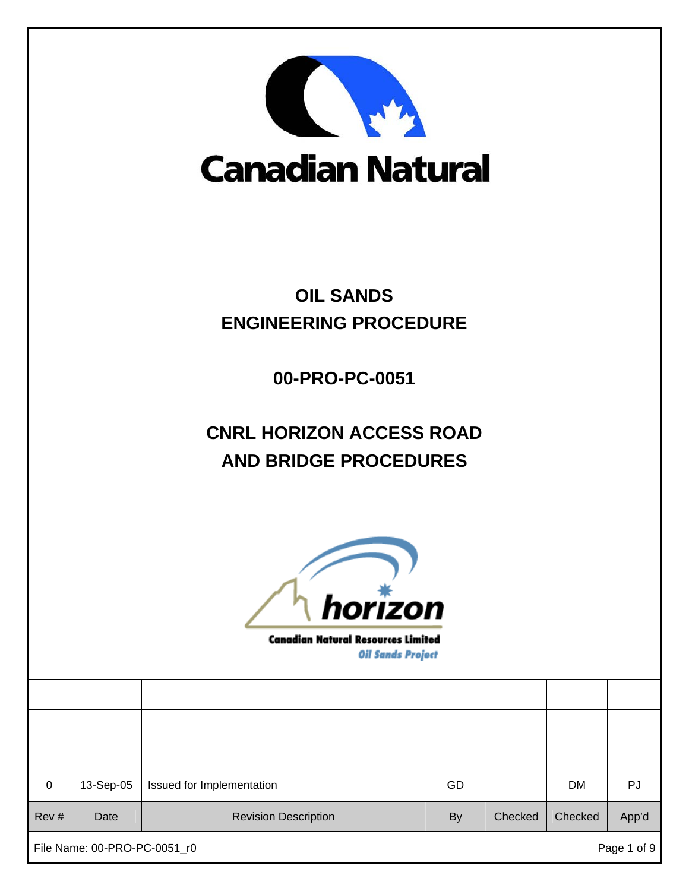Canadian Natural

# OIL SANDS ENGINEERING PROCEDURE

## 00-PRO-PC-0051

## CNRL HORIZON ACCESS ROAD AND BRIDGE PROCEDURES

horizon

Canadian Natural Resources Limited

*Oil Sands Project*

| | | | | | | |
|---|---|---|---|---|---|---|
| | | | | | | |
| | | | | | | |
| | | | | | | |
| 0 | 13-Sep-05 | Issued for Implementation | GD | | DM | PJ |
| Rev # | Date | Revision Description | By | Checked | Checked | App'd |

File Name: 00-PRO-PC-0051_r0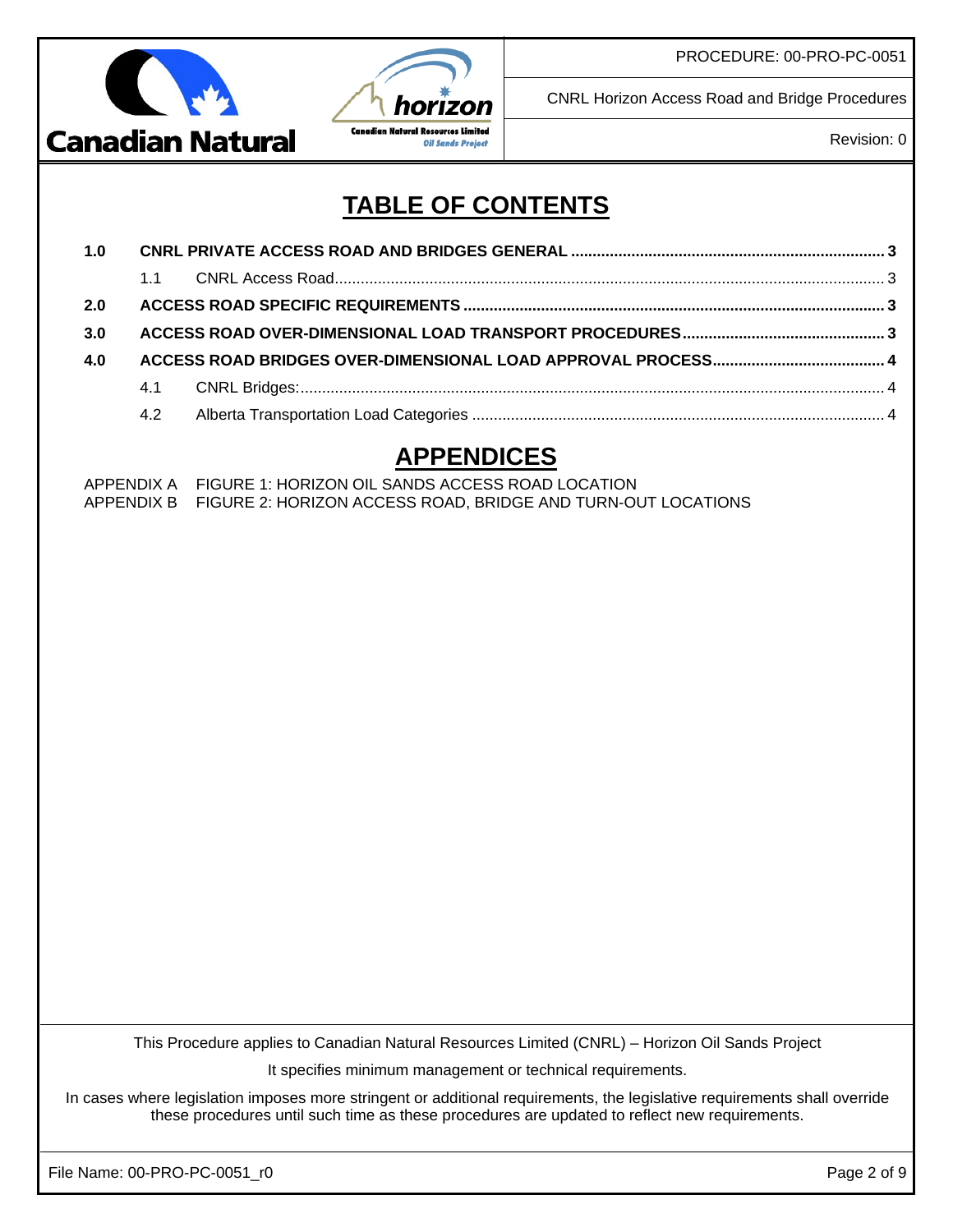# TABLE OF CONTENTS

| | | |
|---|---|---|
| **1.0** | **CNRL PRIVATE ACCESS ROAD AND BRIDGES GENERAL** | **3** |
| 1.1 | CNRL Access Road | 3 |
| **2.0** | **ACCESS ROAD SPECIFIC REQUIREMENTS** | **3** |
| **3.0** | **ACCESS ROAD OVER-DIMENSIONAL LOAD TRANSPORT PROCEDURES** | **3** |
| **4.0** | **ACCESS ROAD BRIDGES OVER-DIMENSIONAL LOAD APPROVAL PROCESS** | **4** |
| 4.1 | CNRL Bridges: | 4 |
| 4.2 | Alberta Transportation Load Categories | 4 |

# APPENDICES

APPENDIX A FIGURE 1: HORIZON OIL SANDS ACCESS ROAD LOCATION
APPENDIX B FIGURE 2: HORIZON ACCESS ROAD, BRIDGE AND TURN-OUT LOCATIONS

This Procedure applies to Canadian Natural Resources Limited (CNRL) – Horizon Oil Sands Project

It specifies minimum management or technical requirements.

In cases where legislation imposes more stringent or additional requirements, the legislative requirements shall override these procedures until such time as these procedures are updated to reflect new requirements.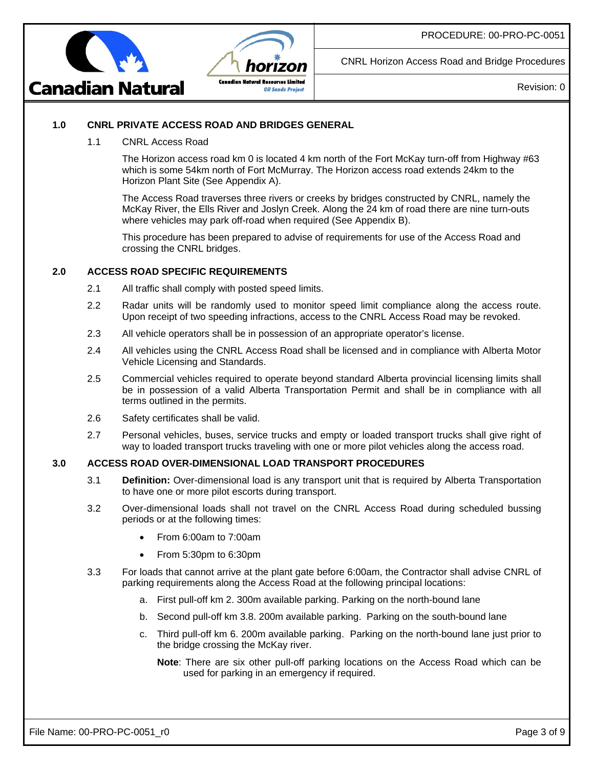## 1.0 CNRL PRIVATE ACCESS ROAD AND BRIDGES GENERAL

### 1.1 CNRL Access Road

The Horizon access road km 0 is located 4 km north of the Fort McKay turn-off from Highway #63 which is some 54km north of Fort McMurray. The Horizon access road extends 24km to the Horizon Plant Site (See Appendix A).

The Access Road traverses three rivers or creeks by bridges constructed by CNRL, namely the McKay River, the Ells River and Joslyn Creek. Along the 24 km of road there are nine turn-outs where vehicles may park off-road when required (See Appendix B).

This procedure has been prepared to advise of requirements for use of the Access Road and crossing the CNRL bridges.

## 2.0 ACCESS ROAD SPECIFIC REQUIREMENTS

2.1 All traffic shall comply with posted speed limits.

2.2 Radar units will be randomly used to monitor speed limit compliance along the access route. Upon receipt of two speeding infractions, access to the CNRL Access Road may be revoked.

2.3 All vehicle operators shall be in possession of an appropriate operator's license.

2.4 All vehicles using the CNRL Access Road shall be licensed and in compliance with Alberta Motor Vehicle Licensing and Standards.

2.5 Commercial vehicles required to operate beyond standard Alberta provincial licensing limits shall be in possession of a valid Alberta Transportation Permit and shall be in compliance with all terms outlined in the permits.

2.6 Safety certificates shall be valid.

2.7 Personal vehicles, buses, service trucks and empty or loaded transport trucks shall give right of way to loaded transport trucks traveling with one or more pilot vehicles along the access road.

## 3.0 ACCESS ROAD OVER-DIMENSIONAL LOAD TRANSPORT PROCEDURES

3.1 **Definition:** Over-dimensional load is any transport unit that is required by Alberta Transportation to have one or more pilot escorts during transport.

3.2 Over-dimensional loads shall not travel on the CNRL Access Road during scheduled bussing periods or at the following times:

- From 6:00am to 7:00am
- From 5:30pm to 6:30pm

3.3 For loads that cannot arrive at the plant gate before 6:00am, the Contractor shall advise CNRL of parking requirements along the Access Road at the following principal locations:

a. First pull-off km 2. 300m available parking. Parking on the north-bound lane

b. Second pull-off km 3.8. 200m available parking. Parking on the south-bound lane

c. Third pull-off km 6. 200m available parking. Parking on the north-bound lane just prior to the bridge crossing the McKay river.

**Note**: There are six other pull-off parking locations on the Access Road which can be used for parking in an emergency if required.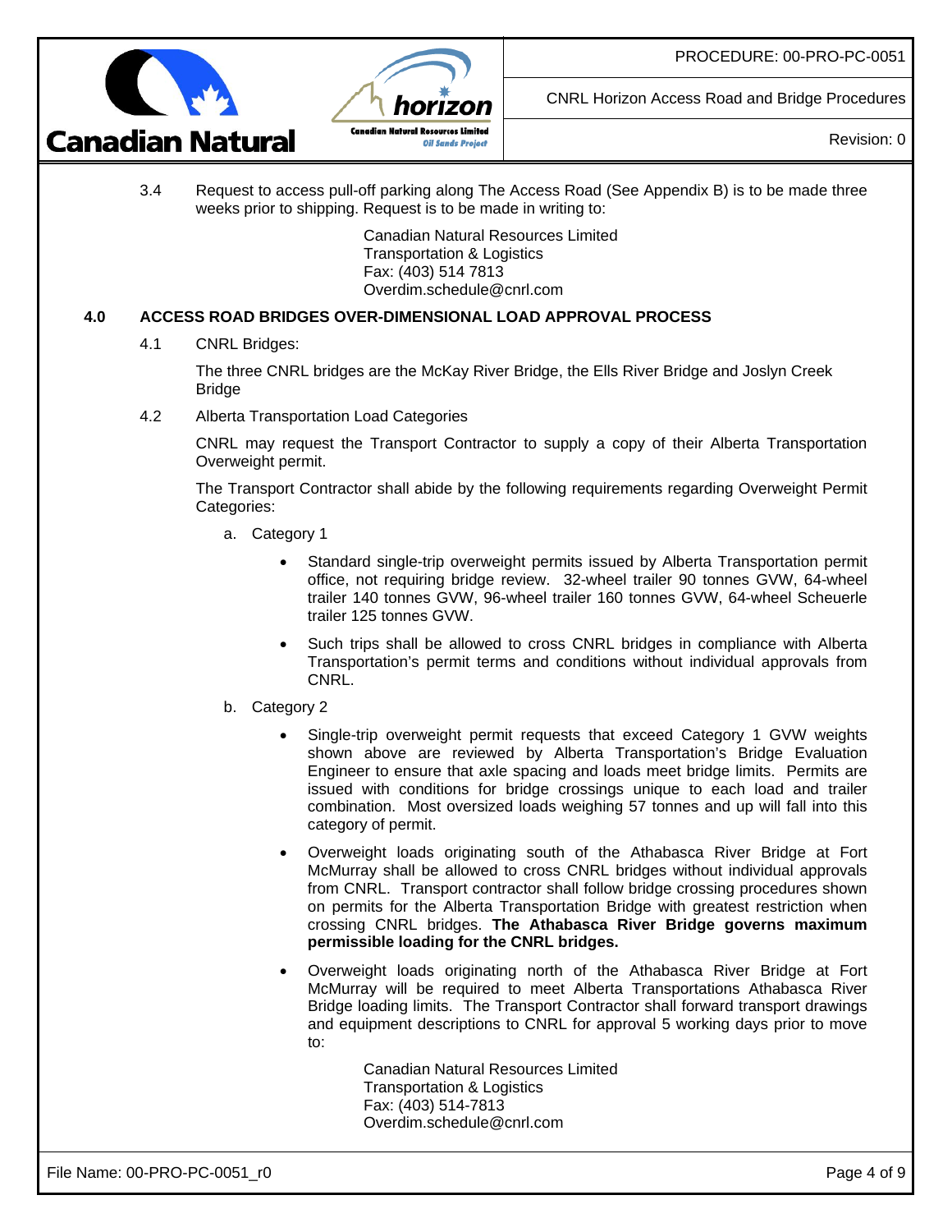3.4 Request to access pull-off parking along The Access Road (See Appendix B) is to be made three weeks prior to shipping. Request is to be made in writing to:

Canadian Natural Resources Limited
Transportation & Logistics
Fax: (403) 514 7813
Overdim.schedule@cnrl.com

## 4.0 ACCESS ROAD BRIDGES OVER-DIMENSIONAL LOAD APPROVAL PROCESS

4.1 CNRL Bridges:

The three CNRL bridges are the McKay River Bridge, the Ells River Bridge and Joslyn Creek Bridge

4.2 Alberta Transportation Load Categories

CNRL may request the Transport Contractor to supply a copy of their Alberta Transportation Overweight permit.

The Transport Contractor shall abide by the following requirements regarding Overweight Permit Categories:

a. Category 1

- Standard single-trip overweight permits issued by Alberta Transportation permit office, not requiring bridge review. 32-wheel trailer 90 tonnes GVW, 64-wheel trailer 140 tonnes GVW, 96-wheel trailer 160 tonnes GVW, 64-wheel Scheuerle trailer 125 tonnes GVW.
- Such trips shall be allowed to cross CNRL bridges in compliance with Alberta Transportation's permit terms and conditions without individual approvals from CNRL.

b. Category 2

- Single-trip overweight permit requests that exceed Category 1 GVW weights shown above are reviewed by Alberta Transportation's Bridge Evaluation Engineer to ensure that axle spacing and loads meet bridge limits. Permits are issued with conditions for bridge crossings unique to each load and trailer combination. Most oversized loads weighing 57 tonnes and up will fall into this category of permit.
- Overweight loads originating south of the Athabasca River Bridge at Fort McMurray shall be allowed to cross CNRL bridges without individual approvals from CNRL. Transport contractor shall follow bridge crossing procedures shown on permits for the Alberta Transportation Bridge with greatest restriction when crossing CNRL bridges. **The Athabasca River Bridge governs maximum permissible loading for the CNRL bridges.**
- Overweight loads originating north of the Athabasca River Bridge at Fort McMurray will be required to meet Alberta Transportations Athabasca River Bridge loading limits. The Transport Contractor shall forward transport drawings and equipment descriptions to CNRL for approval 5 working days prior to move to:

Canadian Natural Resources Limited
Transportation & Logistics
Fax: (403) 514-7813
Overdim.schedule@cnrl.com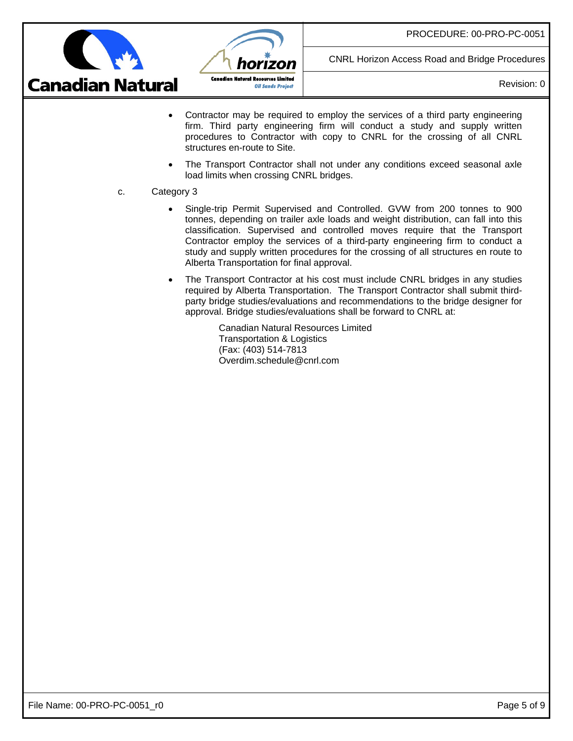- Contractor may be required to employ the services of a third party engineering firm. Third party engineering firm will conduct a study and supply written procedures to Contractor with copy to CNRL for the crossing of all CNRL structures en-route to Site.
- The Transport Contractor shall not under any conditions exceed seasonal axle load limits when crossing CNRL bridges.

c. Category 3

- Single-trip Permit Supervised and Controlled. GVW from 200 tonnes to 900 tonnes, depending on trailer axle loads and weight distribution, can fall into this classification. Supervised and controlled moves require that the Transport Contractor employ the services of a third-party engineering firm to conduct a study and supply written procedures for the crossing of all structures en route to Alberta Transportation for final approval.
- The Transport Contractor at his cost must include CNRL bridges in any studies required by Alberta Transportation. The Transport Contractor shall submit third-party bridge studies/evaluations and recommendations to the bridge designer for approval. Bridge studies/evaluations shall be forward to CNRL at:

  Canadian Natural Resources Limited
  Transportation & Logistics
  (Fax: (403) 514-7813
  Overdim.schedule@cnrl.com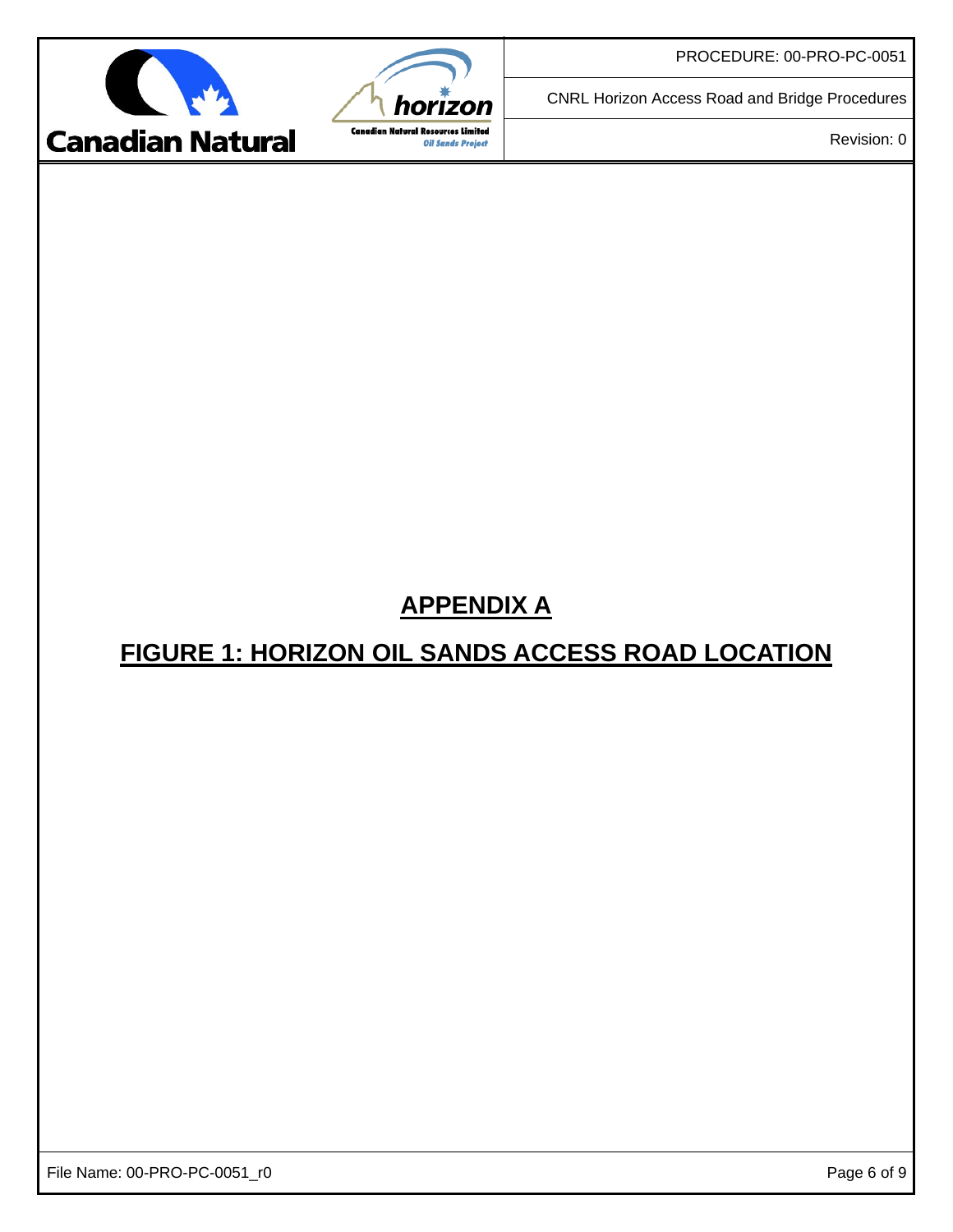## APPENDIX A

## FIGURE 1: HORIZON OIL SANDS ACCESS ROAD LOCATION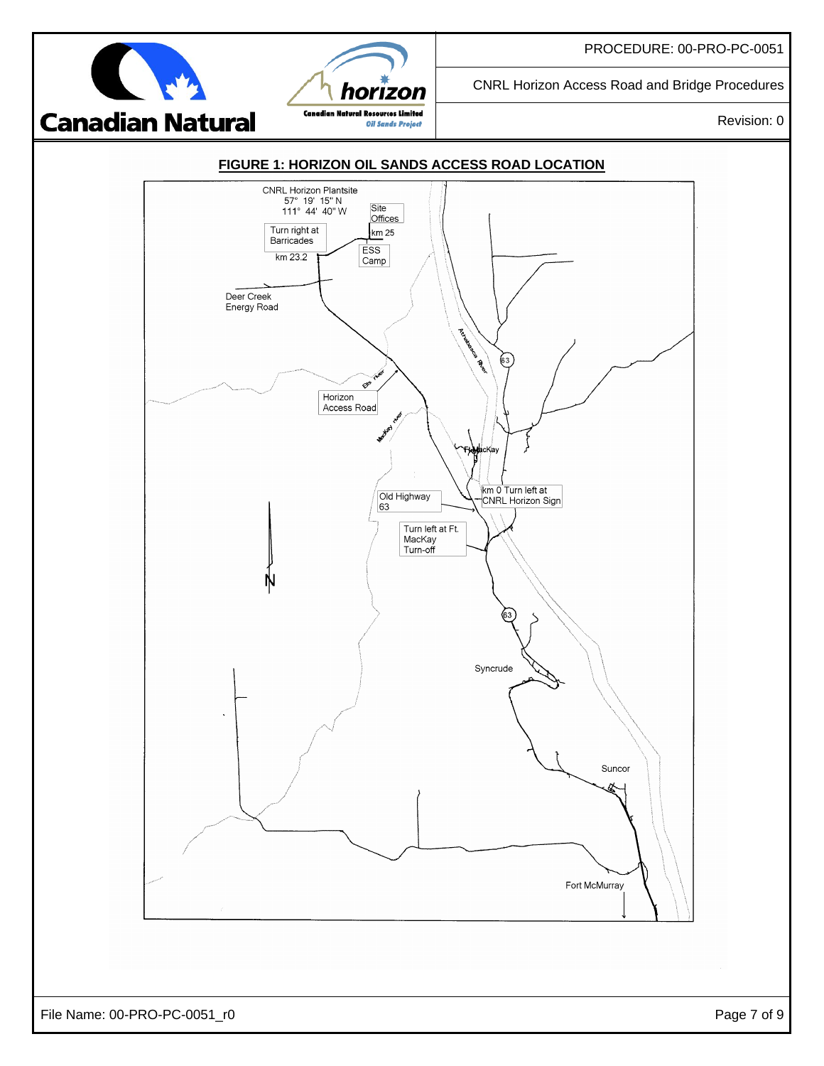## FIGURE 1: HORIZON OIL SANDS ACCESS ROAD LOCATION

CNRL Horizon Plantsite
57° 19' 15" N
111° 44' 40" W

Site Offices

km 25

Turn right at Barricades

km 23.2

ESS Camp

Deer Creek Energy Road

Athabasca River

63

Ells river

Horizon Access Road

MacKay river

Ft. MacKay

km 0 Turn left at CNRL Horizon Sign

Old Highway 63

Turn left at Ft. MacKay Turn-off

N

63

Syncrude

Suncor

Fort McMurray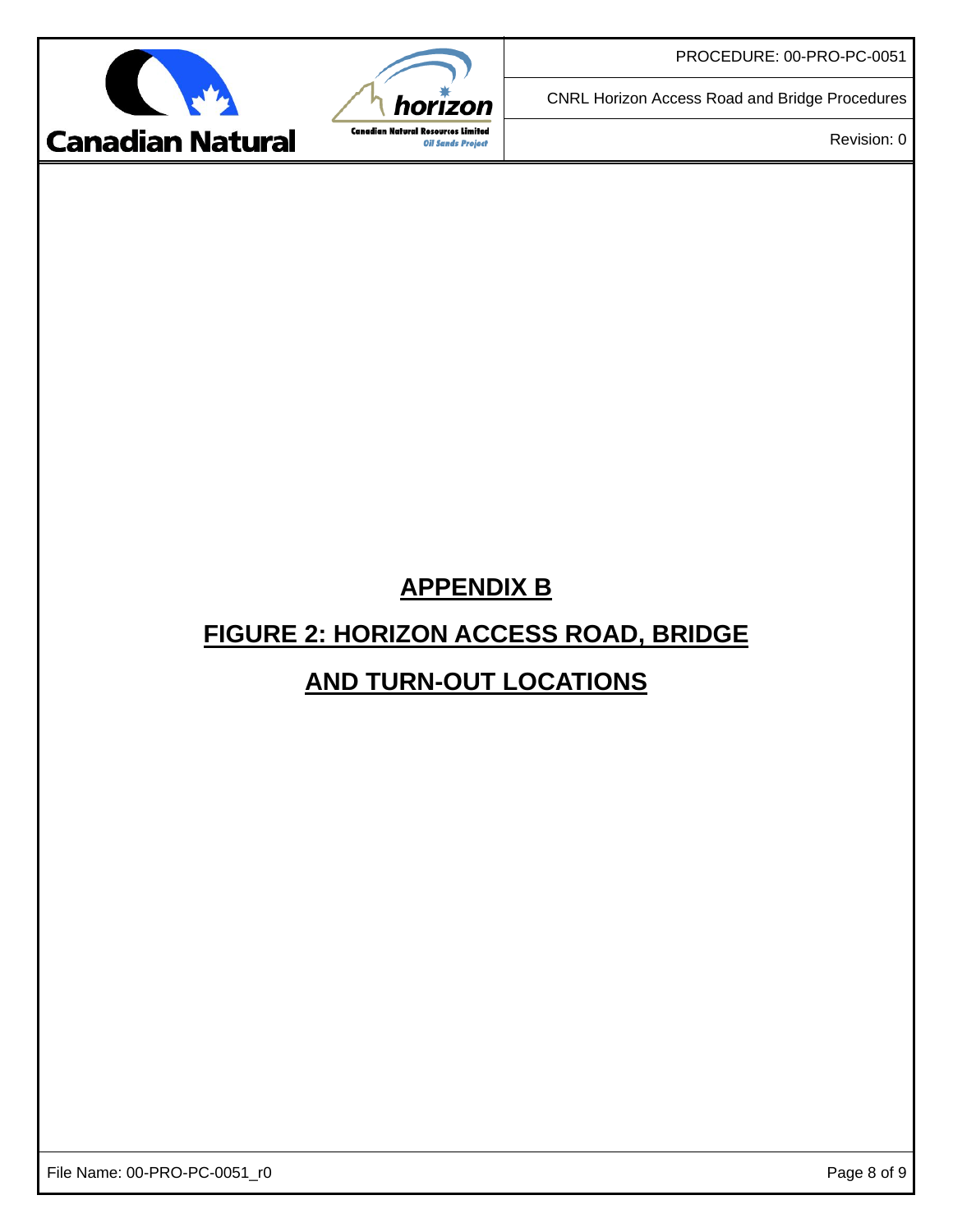# APPENDIX B

## FIGURE 2: HORIZON ACCESS ROAD, BRIDGE AND TURN-OUT LOCATIONS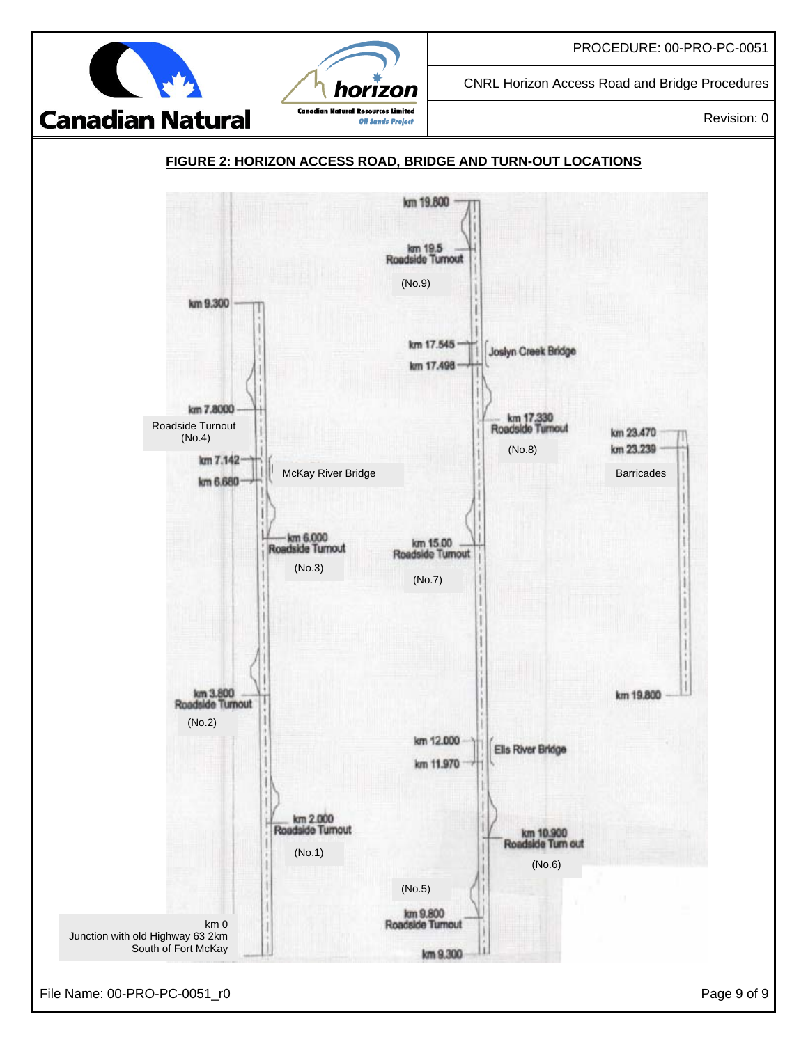## FIGURE 2: HORIZON ACCESS ROAD, BRIDGE AND TURN-OUT LOCATIONS

km 19.800

km 19.5
Roadside Turnout
(No.9)

km 9.300

km 17.545
km 17.498
Joslyn Creek Bridge

km 7.8000
Roadside Turnout
(No.4)

km 17.330
Roadside Turnout
(No.8)

km 23.470
km 23.239
Barricades

km 7.142
km 6.680
McKay River Bridge

km 6.000
Roadside Turnout
(No.3)

km 15.00
Roadside Turnout
(No.7)

km 3.800
Roadside Turnout
(No.2)

km 19.800

km 12.000
km 11.970
Ells River Bridge

km 2.000
Roadside Turnout
(No.1)

km 10.900
Roadside Turn out
(No.6)

(No.5)
km 9.800
Roadside Turnout

km 0
Junction with old Highway 63 2km South of Fort McKay

km 9.300